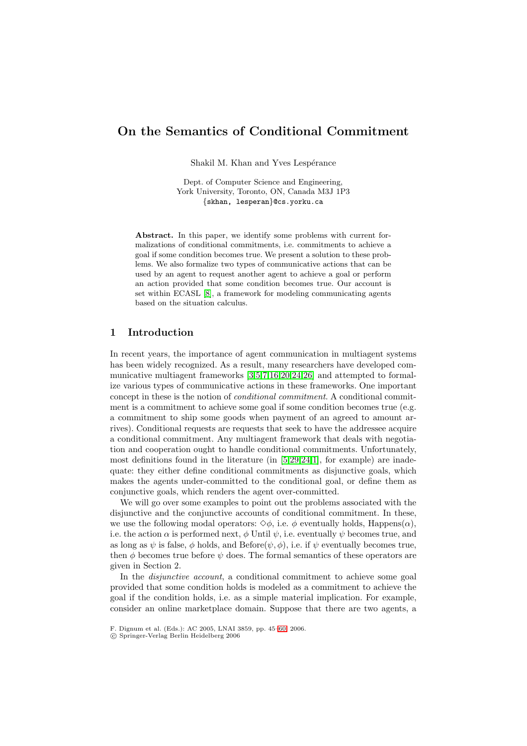// On the Semantics of Conditional Commitment

Shakil M. Khan and Yves Lespérance

Dept. of Computer Science and Engineering,
York University, Toronto, ON, Canada M3J 1P3
{skhan, lesperan}@cs.yorku.ca

**Abstract.** In this paper, we identify some problems with current formalizations of conditional commitments, i.e. commitments to achieve a goal if some condition becomes true. We present a solution to these problems. We also formalize two types of communicative actions that can be used by an agent to request another agent to achieve a goal or perform an action provided that some condition becomes true. Our account is set within ECASL [8], a framework for modeling communicating agents based on the situation calculus.

## 1 Introduction

In recent years, the importance of agent communication in multiagent systems has been widely recognized. As a result, many researchers have developed communicative multiagent frameworks [3,5,7,16,20,24,26] and attempted to formalize various types of communicative actions in these frameworks. One important concept in these is the notion of *conditional commitment*. A conditional commitment is a commitment to achieve some goal if some condition becomes true (e.g. a commitment to ship some goods when payment of an agreed to amount arrives). Conditional requests are requests that seek to have the addressee acquire a conditional commitment. Any multiagent framework that deals with negotiation and cooperation ought to handle conditional commitments. Unfortunately, most definitions found in the literature (in [5,29,24,1], for example) are inadequate: they either define conditional commitments as disjunctive goals, which makes the agents under-committed to the conditional goal, or define them as conjunctive goals, which renders the agent over-committed.

We will go over some examples to point out the problems associated with the disjunctive and the conjunctive accounts of conditional commitment. In these, we use the following modal operators: $\Diamond\phi$, i.e. $\phi$ eventually holds, Happens($\alpha$), i.e. the action $\alpha$ is performed next, $\phi$ Until $\psi$, i.e. eventually $\psi$ becomes true, and as long as $\psi$ is false, $\phi$ holds, and Before($\psi, \phi$), i.e. if $\psi$ eventually becomes true, then $\phi$ becomes true before $\psi$ does. The formal semantics of these operators are given in Section 2.

In the *disjunctive account*, a conditional commitment to achieve some goal provided that some condition holds is modeled as a commitment to achieve the goal if the condition holds, i.e. as a simple material implication. For example, consider an online marketplace domain. Suppose that there are two agents, a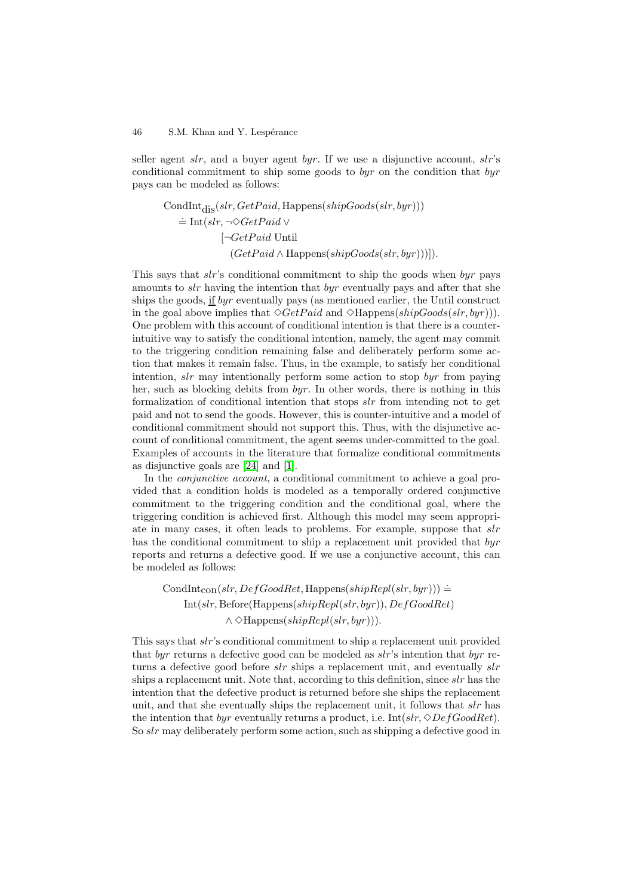seller agent *slr*, and a buyer agent *byr*. If we use a disjunctive account, *slr*'s conditional commitment to ship some goods to *byr* on the condition that *byr* pays can be modeled as follows:

$$
\begin{aligned}
&\text{CondInt}_{\text{dis}}(slr, GetPaid, \text{Happens}(shipGoods(slr, byr))) \\
&\quad \doteq \text{Int}(slr, \neg\Diamond GetPaid \vee \\
&\qquad\qquad [\neg GetPaid \text{ Until} \\
&\qquad\qquad\quad (GetPaid \wedge \text{Happens}(shipGoods(slr, byr)))]).
\end{aligned}
$$

This says that *slr*'s conditional commitment to ship the goods when *byr* pays amounts to *slr* having the intention that *byr* eventually pays and after that she ships the goods, <u>if</u> *byr* eventually pays (as mentioned earlier, the Until construct in the goal above implies that $\Diamond GetPaid$ and $\Diamond \text{Happens}(shipGoods(slr, byr))$). One problem with this account of conditional intention is that there is a counter-intuitive way to satisfy the conditional intention, namely, the agent may commit to the triggering condition remaining false and deliberately perform some action that makes it remain false. Thus, in the example, to satisfy her conditional intention, *slr* may intentionally perform some action to stop *byr* from paying her, such as blocking debits from *byr*. In other words, there is nothing in this formalization of conditional intention that stops *slr* from intending not to get paid and not to send the goods. However, this is counter-intuitive and a model of conditional commitment should not support this. Thus, with the disjunctive account of conditional commitment, the agent seems under-committed to the goal. Examples of accounts in the literature that formalize conditional commitments as disjunctive goals are [24] and [1].

In the *conjunctive account*, a conditional commitment to achieve a goal provided that a condition holds is modeled as a temporally ordered conjunctive commitment to the triggering condition and the conditional goal, where the triggering condition is achieved first. Although this model may seem appropriate in many cases, it often leads to problems. For example, suppose that *slr* has the conditional commitment to ship a replacement unit provided that *byr* reports and returns a defective good. If we use a conjunctive account, this can be modeled as follows:

$$
\begin{aligned}
&\text{CondInt}_{\text{con}}(slr, DefGoodRet, \text{Happens}(shipRepl(slr, byr))) \doteq \\
&\quad \text{Int}(slr, \text{Before}(\text{Happens}(shipRepl(slr, byr)), DefGoodRet) \\
&\qquad \wedge \Diamond \text{Happens}(shipRepl(slr, byr))).
\end{aligned}
$$

This says that *slr*'s conditional commitment to ship a replacement unit provided that *byr* returns a defective good can be modeled as *slr*'s intention that *byr* returns a defective good before *slr* ships a replacement unit, and eventually *slr* ships a replacement unit. Note that, according to this definition, since *slr* has the intention that the defective product is returned before she ships the replacement unit, and that she eventually ships the replacement unit, it follows that *slr* has the intention that *byr* eventually returns a product, i.e. $\text{Int}(slr, \Diamond DefGoodRet)$. So *slr* may deliberately perform some action, such as shipping a defective good in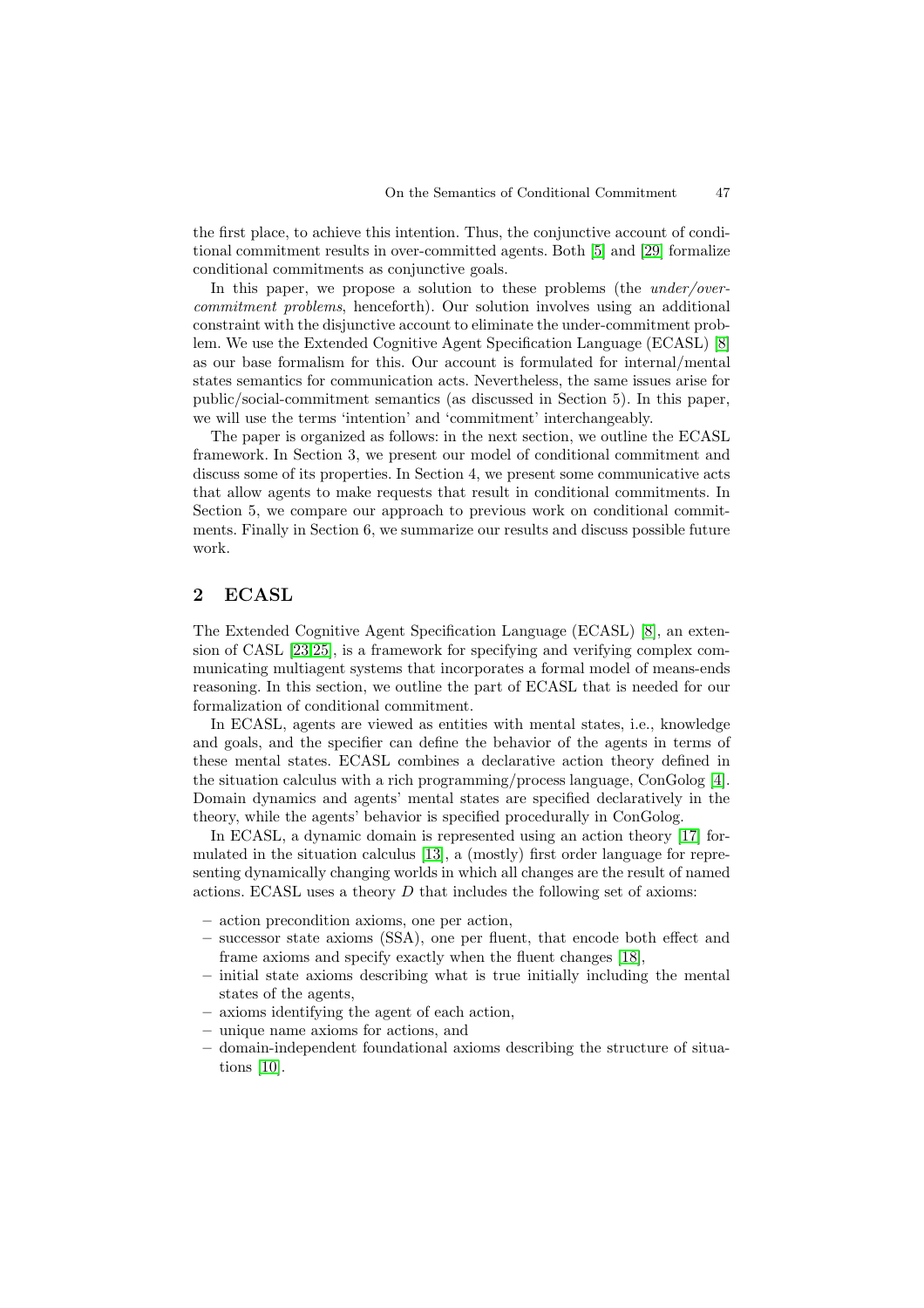the first place, to achieve this intention. Thus, the conjunctive account of conditional commitment results in over-committed agents. Both [5] and [29] formalize conditional commitments as conjunctive goals.

In this paper, we propose a solution to these problems (the *under/over-commitment problems*, henceforth). Our solution involves using an additional constraint with the disjunctive account to eliminate the under-commitment problem. We use the Extended Cognitive Agent Specification Language (ECASL) [8] as our base formalism for this. Our account is formulated for internal/mental states semantics for communication acts. Nevertheless, the same issues arise for public/social-commitment semantics (as discussed in Section 5). In this paper, we will use the terms 'intention' and 'commitment' interchangeably.

The paper is organized as follows: in the next section, we outline the ECASL framework. In Section 3, we present our model of conditional commitment and discuss some of its properties. In Section 4, we present some communicative acts that allow agents to make requests that result in conditional commitments. In Section 5, we compare our approach to previous work on conditional commitments. Finally in Section 6, we summarize our results and discuss possible future work.

## 2 ECASL

The Extended Cognitive Agent Specification Language (ECASL) [8], an extension of CASL [23,25], is a framework for specifying and verifying complex communicating multiagent systems that incorporates a formal model of means-ends reasoning. In this section, we outline the part of ECASL that is needed for our formalization of conditional commitment.

In ECASL, agents are viewed as entities with mental states, i.e., knowledge and goals, and the specifier can define the behavior of the agents in terms of these mental states. ECASL combines a declarative action theory defined in the situation calculus with a rich programming/process language, ConGolog [4]. Domain dynamics and agents' mental states are specified declaratively in the theory, while the agents' behavior is specified procedurally in ConGolog.

In ECASL, a dynamic domain is represented using an action theory [17] formulated in the situation calculus [13], a (mostly) first order language for representing dynamically changing worlds in which all changes are the result of named actions. ECASL uses a theory $D$ that includes the following set of axioms:

- action precondition axioms, one per action,
- successor state axioms (SSA), one per fluent, that encode both effect and frame axioms and specify exactly when the fluent changes [18],
- initial state axioms describing what is true initially including the mental states of the agents,
- axioms identifying the agent of each action,
- unique name axioms for actions, and
- domain-independent foundational axioms describing the structure of situations [10].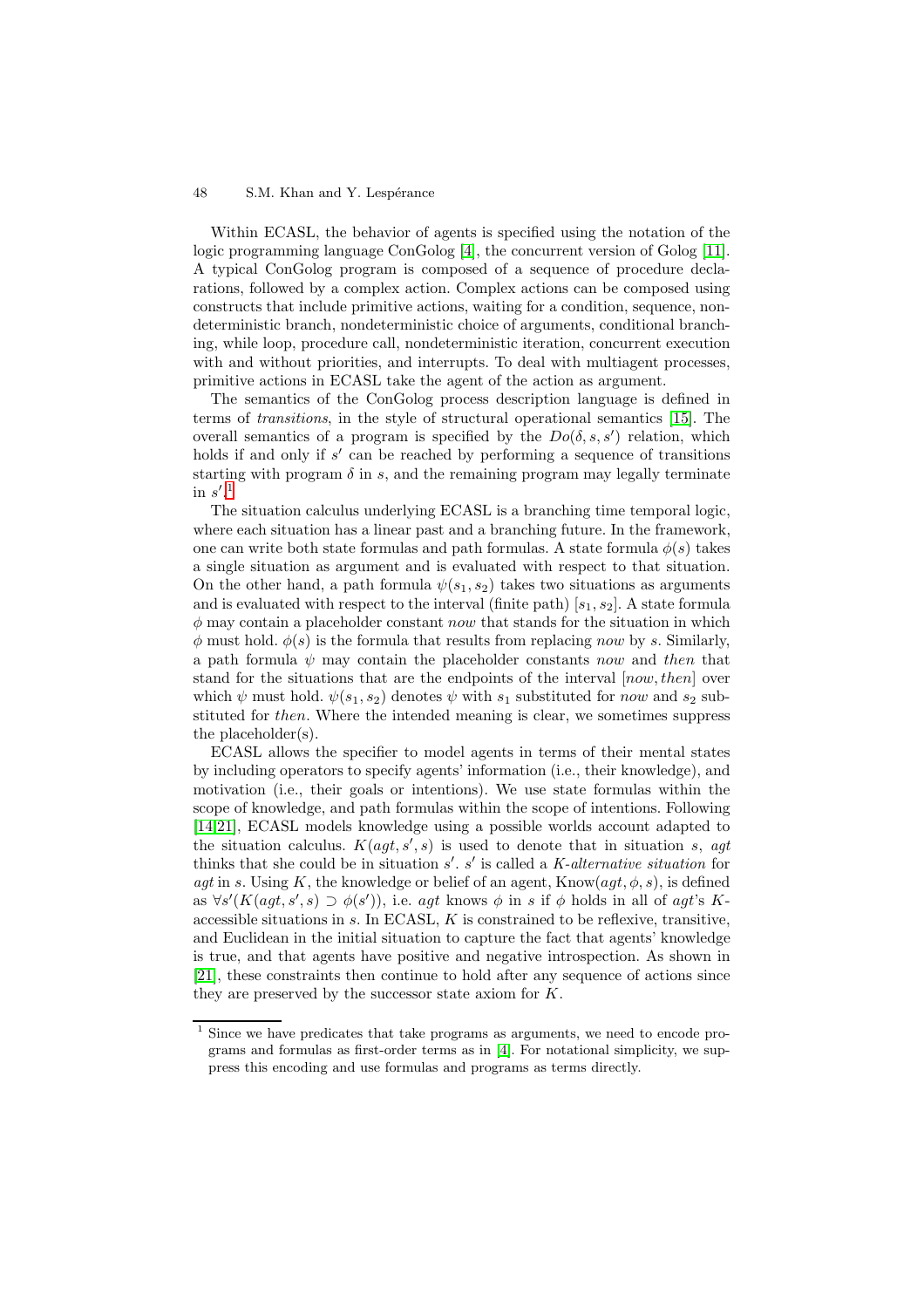Within ECASL, the behavior of agents is specified using the notation of the logic programming language ConGolog [4], the concurrent version of Golog [11]. A typical ConGolog program is composed of a sequence of procedure declarations, followed by a complex action. Complex actions can be composed using constructs that include primitive actions, waiting for a condition, sequence, nondeterministic branch, nondeterministic choice of arguments, conditional branching, while loop, procedure call, nondeterministic iteration, concurrent execution with and without priorities, and interrupts. To deal with multiagent processes, primitive actions in ECASL take the agent of the action as argument.

The semantics of the ConGolog process description language is defined in terms of *transitions*, in the style of structural operational semantics [15]. The overall semantics of a program is specified by the $Do(\delta, s, s')$ relation, which holds if and only if $s'$ can be reached by performing a sequence of transitions starting with program $\delta$ in $s$, and the remaining program may legally terminate in $s'$.[1]

The situation calculus underlying ECASL is a branching time temporal logic, where each situation has a linear past and a branching future. In the framework, one can write both state formulas and path formulas. A state formula $\phi(s)$ takes a single situation as argument and is evaluated with respect to that situation. On the other hand, a path formula $\psi(s_1, s_2)$ takes two situations as arguments and is evaluated with respect to the interval (finite path) $[s_1, s_2]$. A state formula $\phi$ may contain a placeholder constant *now* that stands for the situation in which $\phi$ must hold. $\phi(s)$ is the formula that results from replacing *now* by $s$. Similarly, a path formula $\psi$ may contain the placeholder constants *now* and *then* that stand for the situations that are the endpoints of the interval $[now, then]$ over which $\psi$ must hold. $\psi(s_1, s_2)$ denotes $\psi$ with $s_1$ substituted for *now* and $s_2$ substituted for *then*. Where the intended meaning is clear, we sometimes suppress the placeholder(s).

ECASL allows the specifier to model agents in terms of their mental states by including operators to specify agents' information (i.e., their knowledge), and motivation (i.e., their goals or intentions). We use state formulas within the scope of knowledge, and path formulas within the scope of intentions. Following [14,21], ECASL models knowledge using a possible worlds account adapted to the situation calculus. $K(agt, s', s)$ is used to denote that in situation $s$, *agt* thinks that she could be in situation $s'$. $s'$ is called a *K-alternative situation* for *agt* in $s$. Using $K$, the knowledge or belief of an agent, $\text{Know}(agt, \phi, s)$, is defined as $\forall s'(K(agt, s', s) \supset \phi(s'))$, i.e. *agt* knows $\phi$ in $s$ if $\phi$ holds in all of *agt*'s $K$-accessible situations in $s$. In ECASL, $K$ is constrained to be reflexive, transitive, and Euclidean in the initial situation to capture the fact that agents' knowledge is true, and that agents have positive and negative introspection. As shown in [21], these constraints then continue to hold after any sequence of actions since they are preserved by the successor state axiom for $K$.

---

[1] Since we have predicates that take programs as arguments, we need to encode programs and formulas as first-order terms as in [4]. For notational simplicity, we suppress this encoding and use formulas and programs as terms directly.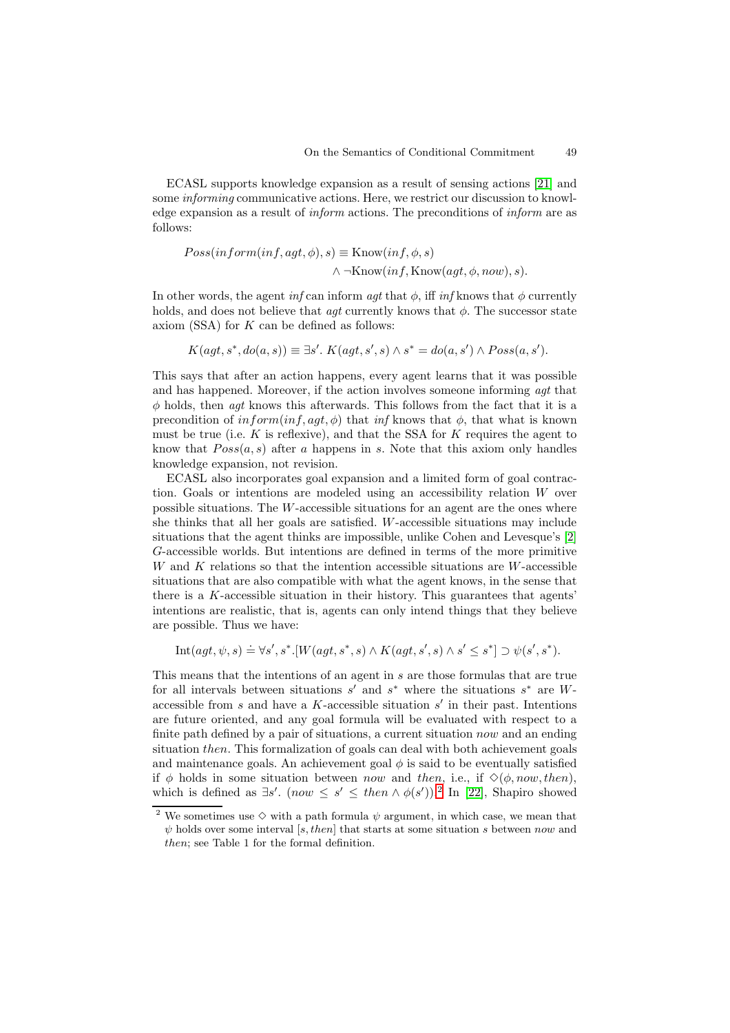ECASL supports knowledge expansion as a result of sensing actions [21] and some *informing* communicative actions. Here, we restrict our discussion to knowledge expansion as a result of *inform* actions. The preconditions of *inform* are as follows:

$$Poss(inform(inf, agt, \phi), s) \equiv \text{Know}(inf, \phi, s) \\ \wedge \neg\text{Know}(inf, \text{Know}(agt, \phi, now), s).$$

In other words, the agent *inf* can inform *agt* that $\phi$, iff *inf* knows that $\phi$ currently holds, and does not believe that *agt* currently knows that $\phi$. The successor state axiom (SSA) for $K$ can be defined as follows:

$$K(agt, s^*, do(a, s)) \equiv \exists s'.\ K(agt, s', s) \wedge s^* = do(a, s') \wedge Poss(a, s').$$

This says that after an action happens, every agent learns that it was possible and has happened. Moreover, if the action involves someone informing *agt* that $\phi$ holds, then *agt* knows this afterwards. This follows from the fact that it is a precondition of $inform(inf, agt, \phi)$ that *inf* knows that $\phi$, that what is known must be true (i.e. $K$ is reflexive), and that the SSA for $K$ requires the agent to know that $Poss(a, s)$ after $a$ happens in $s$. Note that this axiom only handles knowledge expansion, not revision.

ECASL also incorporates goal expansion and a limited form of goal contraction. Goals or intentions are modeled using an accessibility relation $W$ over possible situations. The $W$-accessible situations for an agent are the ones where she thinks that all her goals are satisfied. $W$-accessible situations may include situations that the agent thinks are impossible, unlike Cohen and Levesque's [2] $G$-accessible worlds. But intentions are defined in terms of the more primitive $W$ and $K$ relations so that the intention accessible situations are $W$-accessible situations that are also compatible with what the agent knows, in the sense that there is a $K$-accessible situation in their history. This guarantees that agents' intentions are realistic, that is, agents can only intend things that they believe are possible. Thus we have:

$$\text{Int}(agt, \psi, s) \doteq \forall s', s^*.[W(agt, s^*, s) \wedge K(agt, s', s) \wedge s' \leq s^*] \supset \psi(s', s^*).$$

This means that the intentions of an agent in $s$ are those formulas that are true for all intervals between situations $s'$ and $s^*$ where the situations $s^*$ are $W$-accessible from $s$ and have a $K$-accessible situation $s'$ in their past. Intentions are future oriented, and any goal formula will be evaluated with respect to a finite path defined by a pair of situations, a current situation *now* and an ending situation *then*. This formalization of goals can deal with both achievement goals and maintenance goals. An achievement goal $\phi$ is said to be eventually satisfied if $\phi$ holds in some situation between *now* and *then*, i.e., if $\diamond(\phi, now, then)$, which is defined as $\exists s'.\ (now \leq s' \leq then \wedge \phi(s'))$.[2] In [22], Shapiro showed

[2] We sometimes use $\diamond$ with a path formula $\psi$ argument, in which case, we mean that $\psi$ holds over some interval $[s, then]$ that starts at some situation $s$ between *now* and *then*; see Table 1 for the formal definition.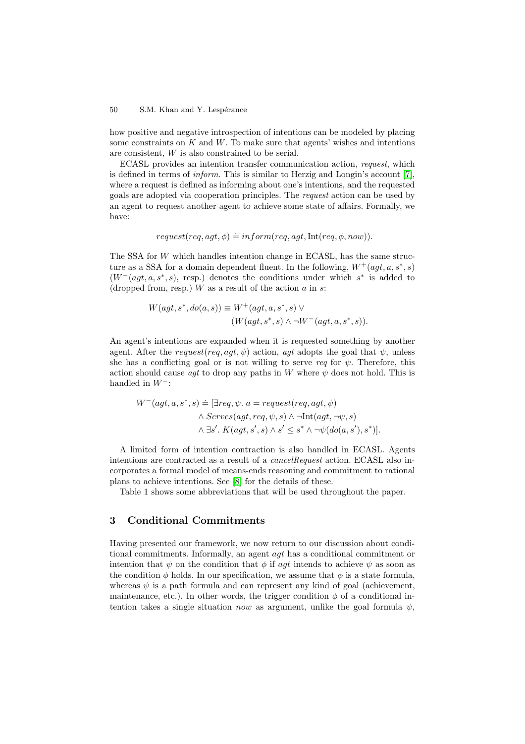how positive and negative introspection of intentions can be modeled by placing some constraints on $K$ and $W$. To make sure that agents' wishes and intentions are consistent, $W$ is also constrained to be serial.

ECASL provides an intention transfer communication action, *request*, which is defined in terms of *inform*. This is similar to Herzig and Longin's account [7], where a request is defined as informing about one's intentions, and the requested goals are adopted via cooperation principles. The *request* action can be used by an agent to request another agent to achieve some state of affairs. Formally, we have:

$$request(req, agt, \phi) \doteq inform(req, agt, \mathrm{Int}(req, \phi, now)).$$

The SSA for $W$ which handles intention change in ECASL, has the same structure as a SSA for a domain dependent fluent. In the following, $W^+(agt, a, s^*, s)$ ($W^-(agt, a, s^*, s)$, resp.) denotes the conditions under which $s^*$ is added to (dropped from, resp.) $W$ as a result of the action $a$ in $s$:

$$\begin{aligned} W(agt, s^*, do(a, s)) \equiv\ & W^+(agt, a, s^*, s) \lor \\ & (W(agt, s^*, s) \land \neg W^-(agt, a, s^*, s)). \end{aligned}$$

An agent's intentions are expanded when it is requested something by another agent. After the $request(req, agt, \psi)$ action, $agt$ adopts the goal that $\psi$, unless she has a conflicting goal or is not willing to serve $req$ for $\psi$. Therefore, this action should cause $agt$ to drop any paths in $W$ where $\psi$ does not hold. This is handled in $W^-$:

$$\begin{aligned} W^-(agt, a, s^*, s) \doteq\ & [\exists req, \psi.\ a = request(req, agt, \psi) \\ & \land Serves(agt, req, \psi, s) \land \neg \mathrm{Int}(agt, \neg\psi, s) \\ & \land \exists s'.\ K(agt, s', s) \land s' \leq s^* \land \neg\psi(do(a, s'), s^*)]. \end{aligned}$$

A limited form of intention contraction is also handled in ECASL. Agents intentions are contracted as a result of a *cancelRequest* action. ECASL also incorporates a formal model of means-ends reasoning and commitment to rational plans to achieve intentions. See [8] for the details of these.

Table 1 shows some abbreviations that will be used throughout the paper.

## 3 Conditional Commitments

Having presented our framework, we now return to our discussion about conditional commitments. Informally, an agent $agt$ has a conditional commitment or intention that $\psi$ on the condition that $\phi$ if $agt$ intends to achieve $\psi$ as soon as the condition $\phi$ holds. In our specification, we assume that $\phi$ is a state formula, whereas $\psi$ is a path formula and can represent any kind of goal (achievement, maintenance, etc.). In other words, the trigger condition $\phi$ of a conditional intention takes a single situation $now$ as argument, unlike the goal formula $\psi$,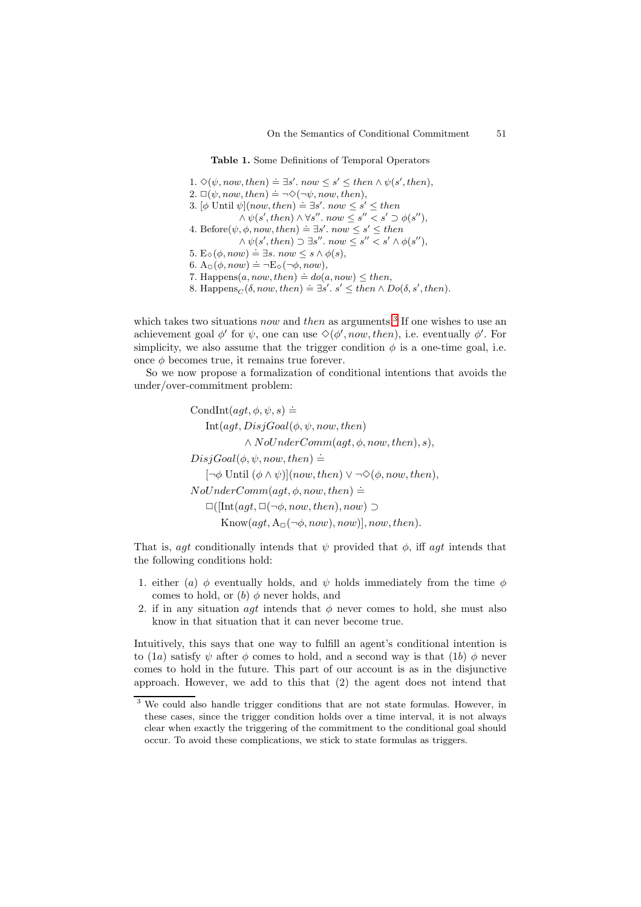**Table 1.** Some Definitions of Temporal Operators

1. $\Diamond(\psi, now, then) \doteq \exists s'.\ now \leq s' \leq then \wedge \psi(s', then)$,
2. $\Box(\psi, now, then) \doteq \neg\Diamond(\neg\psi, now, then)$,
3. $[\phi \text{ Until } \psi](now, then) \doteq \exists s'.\ now \leq s' \leq then \wedge \psi(s', then) \wedge \forall s''.\ now \leq s'' < s' \supset \phi(s'')$,
4. $\text{Before}(\psi, \phi, now, then) \doteq \exists s'.\ now \leq s' \leq then \wedge \psi(s', then) \supset \exists s''.\ now \leq s'' < s' \wedge \phi(s'')$,
5. $\text{E}_\Diamond(\phi, now) \doteq \exists s.\ now \leq s \wedge \phi(s)$,
6. $\text{A}_\Box(\phi, now) \doteq \neg\text{E}_\Diamond(\neg\phi, now)$,
7. $\text{Happens}(a, now, then) \doteq do(a, now) \leq then$,
8. $\text{Happens}_C(\delta, now, then) \doteq \exists s'.\ s' \leq then \wedge Do(\delta, s', then)$.

which takes two situations *now* and *then* as arguments.[3] If one wishes to use an achievement goal $\phi'$ for $\psi$, one can use $\Diamond(\phi', now, then)$, i.e. eventually $\phi'$. For simplicity, we also assume that the trigger condition $\phi$ is a one-time goal, i.e. once $\phi$ becomes true, it remains true forever.

So we now propose a formalization of conditional intentions that avoids the under/over-commitment problem:

$$
\begin{aligned}
&\text{CondInt}(agt, \phi, \psi, s) \doteq \\
&\quad \text{Int}(agt, DisjGoal(\phi, \psi, now, then) \\
&\qquad\qquad \wedge NoUnderComm(agt, \phi, now, then), s), \\
&DisjGoal(\phi, \psi, now, then) \doteq \\
&\quad [\neg\phi \text{ Until } (\phi \wedge \psi)](now, then) \vee \neg\Diamond(\phi, now, then), \\
&NoUnderComm(agt, \phi, now, then) \doteq \\
&\quad \Box([\text{Int}(agt, \Box(\neg\phi, now, then), now) \supset \\
&\qquad \text{Know}(agt, \text{A}_\Box(\neg\phi, now), now)], now, then).
\end{aligned}
$$

That is, *agt* conditionally intends that $\psi$ provided that $\phi$, iff *agt* intends that the following conditions hold:

1. either (*a*) $\phi$ eventually holds, and $\psi$ holds immediately from the time $\phi$ comes to hold, or (*b*) $\phi$ never holds, and
2. if in any situation *agt* intends that $\phi$ never comes to hold, she must also know in that situation that it can never become true.

Intuitively, this says that one way to fulfill an agent's conditional intention is to (1*a*) satisfy $\psi$ after $\phi$ comes to hold, and a second way is that (1*b*) $\phi$ never comes to hold in the future. This part of our account is as in the disjunctive approach. However, we add to this that (2) the agent does not intend that

[3] We could also handle trigger conditions that are not state formulas. However, in these cases, since the trigger condition holds over a time interval, it is not always clear when exactly the triggering of the commitment to the conditional goal should occur. To avoid these complications, we stick to state formulas as triggers.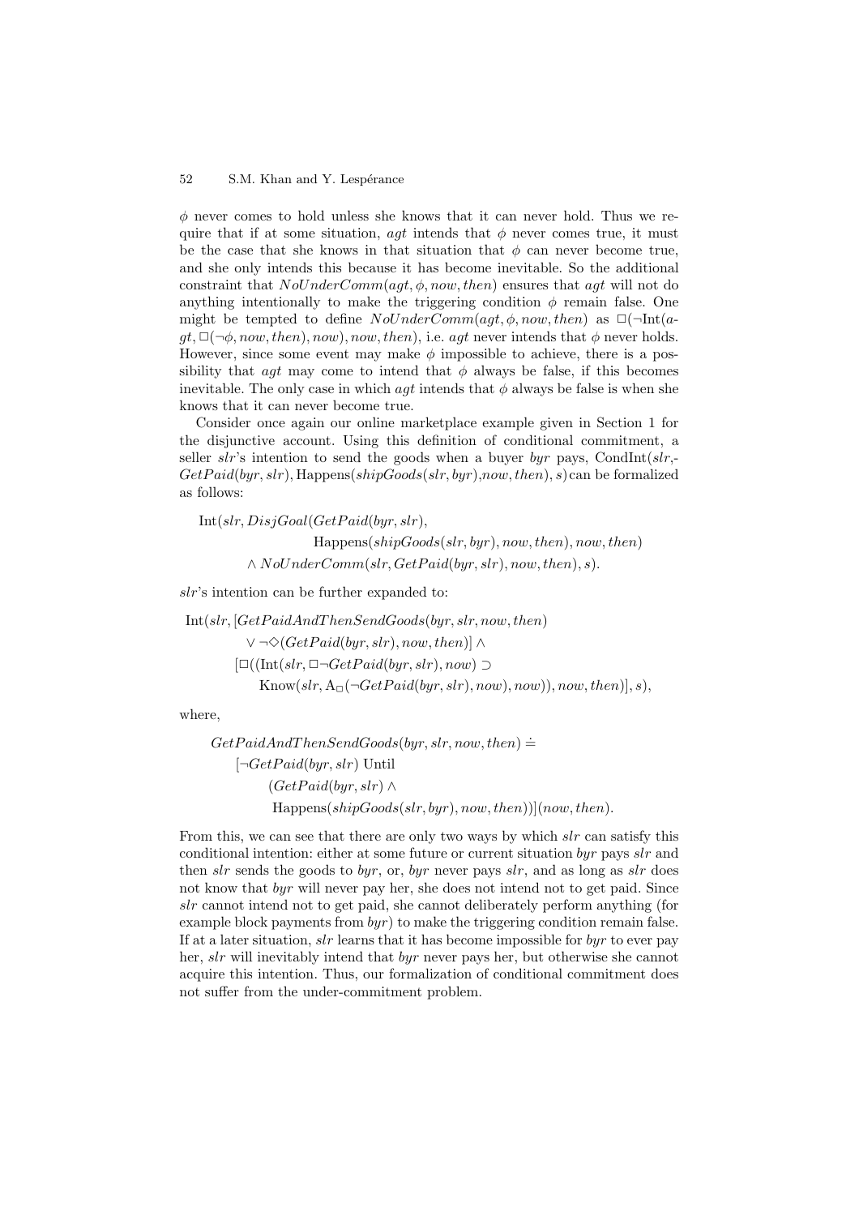$\phi$ never comes to hold unless she knows that it can never hold. Thus we require that if at some situation, *agt* intends that $\phi$ never comes true, it must be the case that she knows in that situation that $\phi$ can never become true, and she only intends this because it has become inevitable. So the additional constraint that $NoUnderComm(agt, \phi, now, then)$ ensures that *agt* will not do anything intentionally to make the triggering condition $\phi$ remain false. One might be tempted to define $NoUnderComm(agt, \phi, now, then)$ as $\Box(\neg\text{Int}(agt, \Box(\neg\phi, now, then), now), now, then)$, i.e. *agt* never intends that $\phi$ never holds. However, since some event may make $\phi$ impossible to achieve, there is a possibility that *agt* may come to intend that $\phi$ always be false, if this becomes inevitable. The only case in which *agt* intends that $\phi$ always be false is when she knows that it can never become true.

Consider once again our online marketplace example given in Section 1 for the disjunctive account. Using this definition of conditional commitment, a seller *slr*'s intention to send the goods when a buyer *byr* pays, $\text{CondInt}(slr, GetPaid(byr, slr), \text{Happens}(shipGoods(slr, byr), now, then), s)$ can be formalized as follows:

$$\begin{aligned}
&\text{Int}(slr, DisjGoal(GetPaid(byr, slr),\\
&\qquad\qquad \text{Happens}(shipGoods(slr, byr), now, then), now, then)\\
&\qquad \wedge\, NoUnderComm(slr, GetPaid(byr, slr), now, then), s).
\end{aligned}$$

*slr*'s intention can be further expanded to:

$$\begin{aligned}
&\text{Int}(slr, [GetPaidAndThenSendGoods(byr, slr, now, then)\\
&\qquad \vee \neg\Diamond(GetPaid(byr, slr), now, then)] \wedge\\
&\qquad [\Box((\text{Int}(slr, \Box\neg GetPaid(byr, slr), now) \supset\\
&\qquad\quad \text{Know}(slr, \text{A}_\Box(\neg GetPaid(byr, slr), now), now)), now, then)], s),
\end{aligned}$$

where,

$$\begin{aligned}
&GetPaidAndThenSendGoods(byr, slr, now, then) \doteq\\
&\quad [\neg GetPaid(byr, slr) \text{ Until}\\
&\qquad (GetPaid(byr, slr) \wedge\\
&\qquad\ \text{Happens}(shipGoods(slr, byr), now, then))](now, then).
\end{aligned}$$

From this, we can see that there are only two ways by which *slr* can satisfy this conditional intention: either at some future or current situation *byr* pays *slr* and then *slr* sends the goods to *byr*, or, *byr* never pays *slr*, and as long as *slr* does not know that *byr* will never pay her, she does not intend not to get paid. Since *slr* cannot intend not to get paid, she cannot deliberately perform anything (for example block payments from *byr*) to make the triggering condition remain false. If at a later situation, *slr* learns that it has become impossible for *byr* to ever pay her, *slr* will inevitably intend that *byr* never pays her, but otherwise she cannot acquire this intention. Thus, our formalization of conditional commitment does not suffer from the under-commitment problem.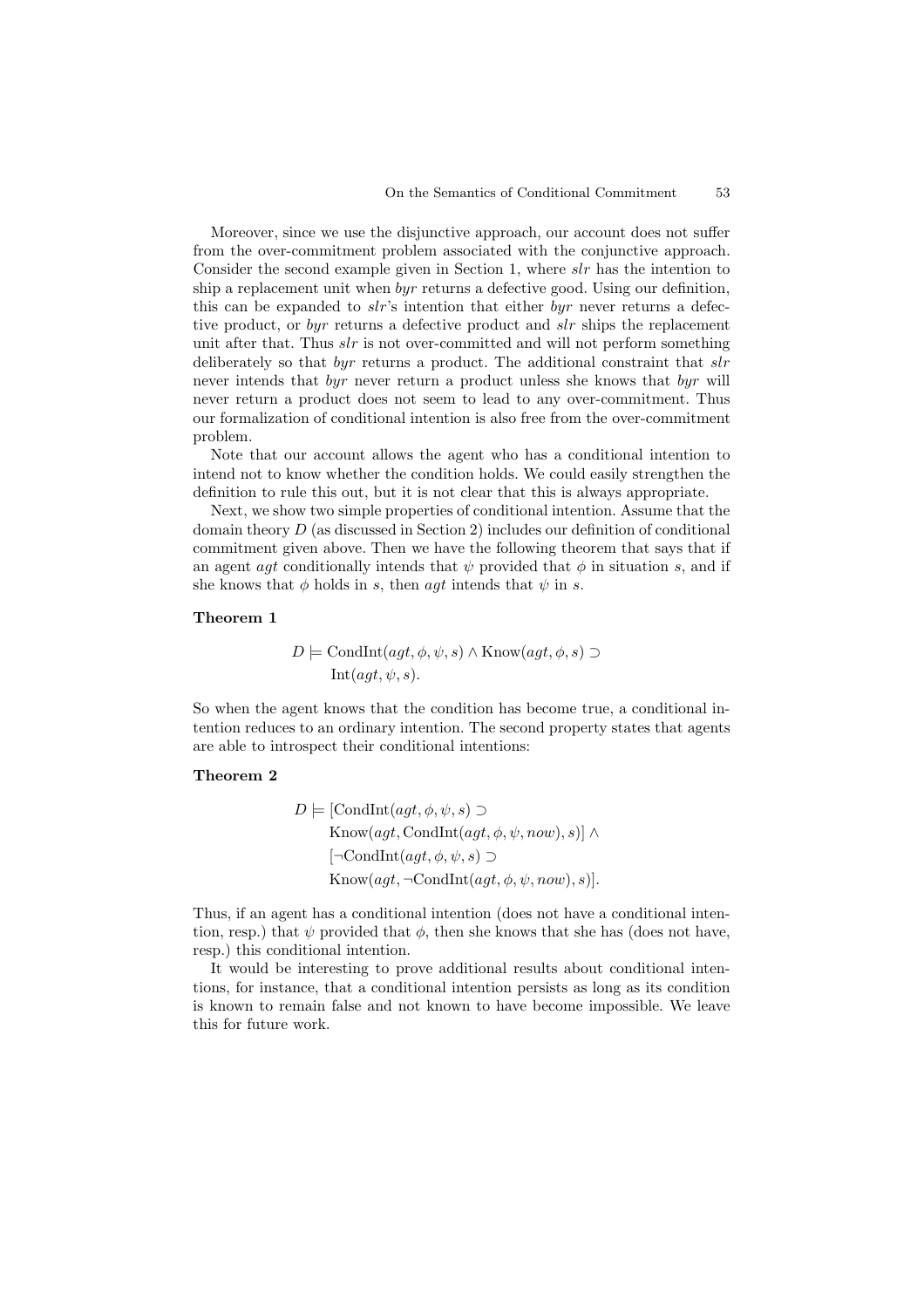Moreover, since we use the disjunctive approach, our account does not suffer from the over-commitment problem associated with the conjunctive approach. Consider the second example given in Section 1, where *slr* has the intention to ship a replacement unit when *byr* returns a defective good. Using our definition, this can be expanded to *slr*'s intention that either *byr* never returns a defective product, or *byr* returns a defective product and *slr* ships the replacement unit after that. Thus *slr* is not over-committed and will not perform something deliberately so that *byr* returns a product. The additional constraint that *slr* never intends that *byr* never return a product unless she knows that *byr* will never return a product does not seem to lead to any over-commitment. Thus our formalization of conditional intention is also free from the over-commitment problem.

Note that our account allows the agent who has a conditional intention to intend not to know whether the condition holds. We could easily strengthen the definition to rule this out, but it is not clear that this is always appropriate.

Next, we show two simple properties of conditional intention. Assume that the domain theory $D$ (as discussed in Section 2) includes our definition of conditional commitment given above. Then we have the following theorem that says that if an agent $agt$ conditionally intends that $\psi$ provided that $\phi$ in situation $s$, and if she knows that $\phi$ holds in $s$, then $agt$ intends that $\psi$ in $s$.

**Theorem 1**

$$
\begin{aligned}
D \models\ & \mathrm{CondInt}(agt, \phi, \psi, s) \wedge \mathrm{Know}(agt, \phi, s) \supset \\
& \mathrm{Int}(agt, \psi, s).
\end{aligned}
$$

So when the agent knows that the condition has become true, a conditional intention reduces to an ordinary intention. The second property states that agents are able to introspect their conditional intentions:

**Theorem 2**

$$
\begin{aligned}
D \models\ & [\mathrm{CondInt}(agt, \phi, \psi, s) \supset \\
& \mathrm{Know}(agt, \mathrm{CondInt}(agt, \phi, \psi, now), s)] \wedge \\
& [\neg\mathrm{CondInt}(agt, \phi, \psi, s) \supset \\
& \mathrm{Know}(agt, \neg\mathrm{CondInt}(agt, \phi, \psi, now), s)].
\end{aligned}
$$

Thus, if an agent has a conditional intention (does not have a conditional intention, resp.) that $\psi$ provided that $\phi$, then she knows that she has (does not have, resp.) this conditional intention.

It would be interesting to prove additional results about conditional intentions, for instance, that a conditional intention persists as long as its condition is known to remain false and not known to have become impossible. We leave this for future work.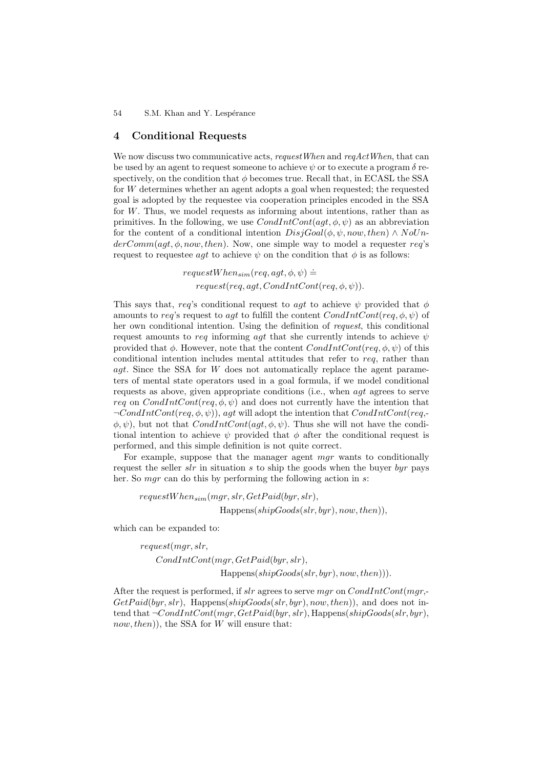## 4 Conditional Requests

We now discuss two communicative acts, *requestWhen* and *reqActWhen*, that can be used by an agent to request someone to achieve $\psi$ or to execute a program $\delta$ respectively, on the condition that $\phi$ becomes true. Recall that, in ECASL the SSA for $W$ determines whether an agent adopts a goal when requested; the requested goal is adopted by the requestee via cooperation principles encoded in the SSA for $W$. Thus, we model requests as informing about intentions, rather than as primitives. In the following, we use $CondIntCont(agt, \phi, \psi)$ as an abbreviation for the content of a conditional intention $DisjGoal(\phi, \psi, now, then) \wedge NoUnderComm(agt, \phi, now, then)$. Now, one simple way to model a requester $req$'s request to requestee $agt$ to achieve $\psi$ on the condition that $\phi$ is as follows:

$$requestWhen_{sim}(req, agt, \phi, \psi) \doteq$$
$$request(req, agt, CondIntCont(req, \phi, \psi)).$$

This says that, $req$'s conditional request to $agt$ to achieve $\psi$ provided that $\phi$ amounts to $req$'s request to $agt$ to fulfill the content $CondIntCont(req, \phi, \psi)$ of her own conditional intention. Using the definition of *request*, this conditional request amounts to $req$ informing $agt$ that she currently intends to achieve $\psi$ provided that $\phi$. However, note that the content $CondIntCont(req, \phi, \psi)$ of this conditional intention includes mental attitudes that refer to $req$, rather than $agt$. Since the SSA for $W$ does not automatically replace the agent parameters of mental state operators used in a goal formula, if we model conditional requests as above, given appropriate conditions (i.e., when $agt$ agrees to serve $req$ on $CondIntCont(req, \phi, \psi)$ and does not currently have the intention that $\neg CondIntCont(req, \phi, \psi)$), $agt$ will adopt the intention that $CondIntCont(req, \phi, \psi)$, but not that $CondIntCont(agt, \phi, \psi)$. Thus she will not have the conditional intention to achieve $\psi$ provided that $\phi$ after the conditional request is performed, and this simple definition is not quite correct.

For example, suppose that the manager agent $mgr$ wants to conditionally request the seller $slr$ in situation $s$ to ship the goods when the buyer $byr$ pays her. So $mgr$ can do this by performing the following action in $s$:

$$requestWhen_{sim}(mgr, slr, GetPaid(byr, slr),$$
$$\text{Happens}(shipGoods(slr, byr), now, then)),$$

which can be expanded to:

$$request(mgr, slr,$$
$$CondIntCont(mgr, GetPaid(byr, slr),$$
$$\text{Happens}(shipGoods(slr, byr), now, then))).$$

After the request is performed, if $slr$ agrees to serve $mgr$ on $CondIntCont(mgr, GetPaid(byr, slr), \text{Happens}(shipGoods(slr, byr), now, then))$, and does not intend that $\neg CondIntCont(mgr, GetPaid(byr, slr), \text{Happens}(shipGoods(slr, byr), now, then))$, the SSA for $W$ will ensure that: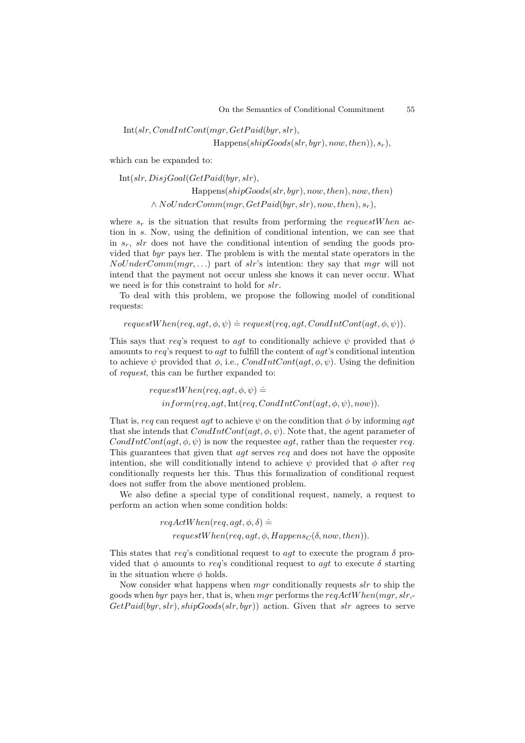$$\mathrm{Int}(slr, CondIntCont(mgr, GetPaid(byr, slr),$$
$$\mathrm{Happens}(shipGoods(slr, byr), now, then)), s_r),$$

which can be expanded to:

$$\mathrm{Int}(slr, DisjGoal(GetPaid(byr, slr),$$
$$\mathrm{Happens}(shipGoods(slr, byr), now, then), now, then)$$
$$\wedge\ NoUnderComm(mgr, GetPaid(byr, slr), now, then), s_r),$$

where $s_r$ is the situation that results from performing the $requestWhen$ action in $s$. Now, using the definition of conditional intention, we can see that in $s_r$, $slr$ does not have the conditional intention of sending the goods provided that $byr$ pays her. The problem is with the mental state operators in the $NoUnderComm(mgr, \ldots)$ part of $slr$'s intention: they say that $mgr$ will not intend that the payment not occur unless she knows it can never occur. What we need is for this constraint to hold for $slr$.

To deal with this problem, we propose the following model of conditional requests:

$$requestWhen(req, agt, \phi, \psi) \doteq request(req, agt, CondIntCont(agt, \phi, \psi)).$$

This says that $req$'s request to $agt$ to conditionally achieve $\psi$ provided that $\phi$ amounts to $req$'s request to $agt$ to fulfill the content of $agt$'s conditional intention to achieve $\psi$ provided that $\phi$, i.e., $CondIntCont(agt, \phi, \psi)$. Using the definition of $request$, this can be further expanded to:

$$requestWhen(req, agt, \phi, \psi) \doteq$$
$$inform(req, agt, \mathrm{Int}(req, CondIntCont(agt, \phi, \psi), now)).$$

That is, $req$ can request $agt$ to achieve $\psi$ on the condition that $\phi$ by informing $agt$ that she intends that $CondIntCont(agt, \phi, \psi)$. Note that, the agent parameter of $CondIntCont(agt, \phi, \psi)$ is now the requestee $agt$, rather than the requester $req$. This guarantees that given that $agt$ serves $req$ and does not have the opposite intention, she will conditionally intend to achieve $\psi$ provided that $\phi$ after $req$ conditionally requests her this. Thus this formalization of conditional request does not suffer from the above mentioned problem.

We also define a special type of conditional request, namely, a request to perform an action when some condition holds:

$$reqActWhen(req, agt, \phi, \delta) \doteq$$
$$requestWhen(req, agt, \phi, Happens_C(\delta, now, then)).$$

This states that $req$'s conditional request to $agt$ to execute the program $\delta$ provided that $\phi$ amounts to $req$'s conditional request to $agt$ to execute $\delta$ starting in the situation where $\phi$ holds.

Now consider what happens when $mgr$ conditionally requests $slr$ to ship the goods when $byr$ pays her, that is, when $mgr$ performs the $reqActWhen(mgr, slr, GetPaid(byr, slr), shipGoods(slr, byr))$ action. Given that $slr$ agrees to serve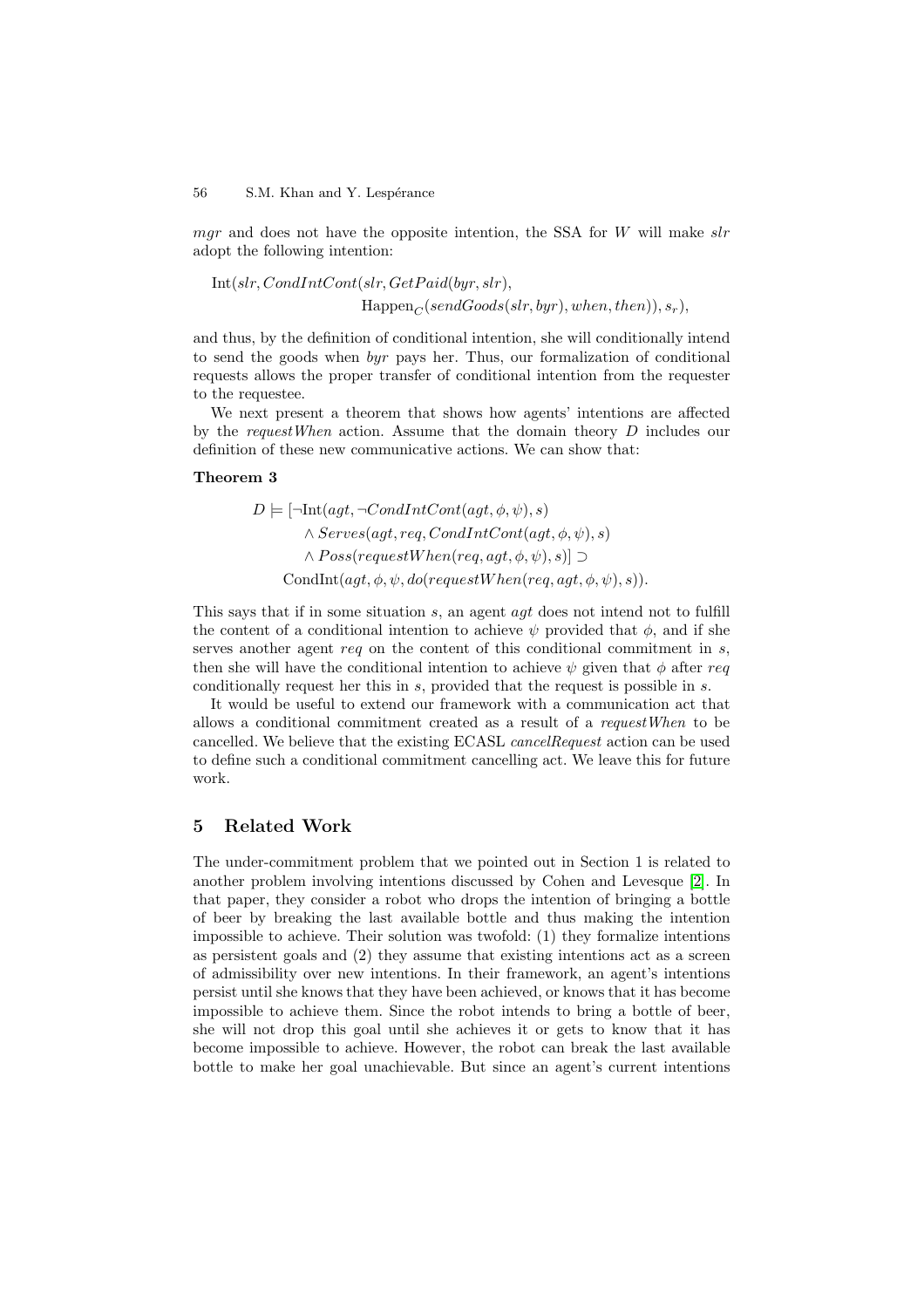*mgr* and does not have the opposite intention, the SSA for $W$ will make *slr* adopt the following intention:

$$\text{Int}(slr, CondIntCont(slr, GetPaid(byr, slr), \text{Happen}_C(sendGoods(slr, byr), when, then)), s_r),$$

and thus, by the definition of conditional intention, she will conditionally intend to send the goods when *byr* pays her. Thus, our formalization of conditional requests allows the proper transfer of conditional intention from the requester to the requestee.

We next present a theorem that shows how agents' intentions are affected by the *requestWhen* action. Assume that the domain theory $D$ includes our definition of these new communicative actions. We can show that:

**Theorem 3**

$$\begin{aligned}
D \models [&\neg\text{Int}(agt, \neg CondIntCont(agt, \phi, \psi), s) \\
&\wedge Serves(agt, req, CondIntCont(agt, \phi, \psi), s) \\
&\wedge Poss(requestWhen(req, agt, \phi, \psi), s)] \supset \\
&\text{CondInt}(agt, \phi, \psi, do(requestWhen(req, agt, \phi, \psi), s)).
\end{aligned}$$

This says that if in some situation $s$, an agent $agt$ does not intend not to fulfill the content of a conditional intention to achieve $\psi$ provided that $\phi$, and if she serves another agent $req$ on the content of this conditional commitment in $s$, then she will have the conditional intention to achieve $\psi$ given that $\phi$ after $req$ conditionally request her this in $s$, provided that the request is possible in $s$.

It would be useful to extend our framework with a communication act that allows a conditional commitment created as a result of a *requestWhen* to be cancelled. We believe that the existing ECASL *cancelRequest* action can be used to define such a conditional commitment cancelling act. We leave this for future work.

## 5 Related Work

The under-commitment problem that we pointed out in Section 1 is related to another problem involving intentions discussed by Cohen and Levesque [2]. In that paper, they consider a robot who drops the intention of bringing a bottle of beer by breaking the last available bottle and thus making the intention impossible to achieve. Their solution was twofold: (1) they formalize intentions as persistent goals and (2) they assume that existing intentions act as a screen of admissibility over new intentions. In their framework, an agent's intentions persist until she knows that they have been achieved, or knows that it has become impossible to achieve them. Since the robot intends to bring a bottle of beer, she will not drop this goal until she achieves it or gets to know that it has become impossible to achieve. However, the robot can break the last available bottle to make her goal unachievable. But since an agent's current intentions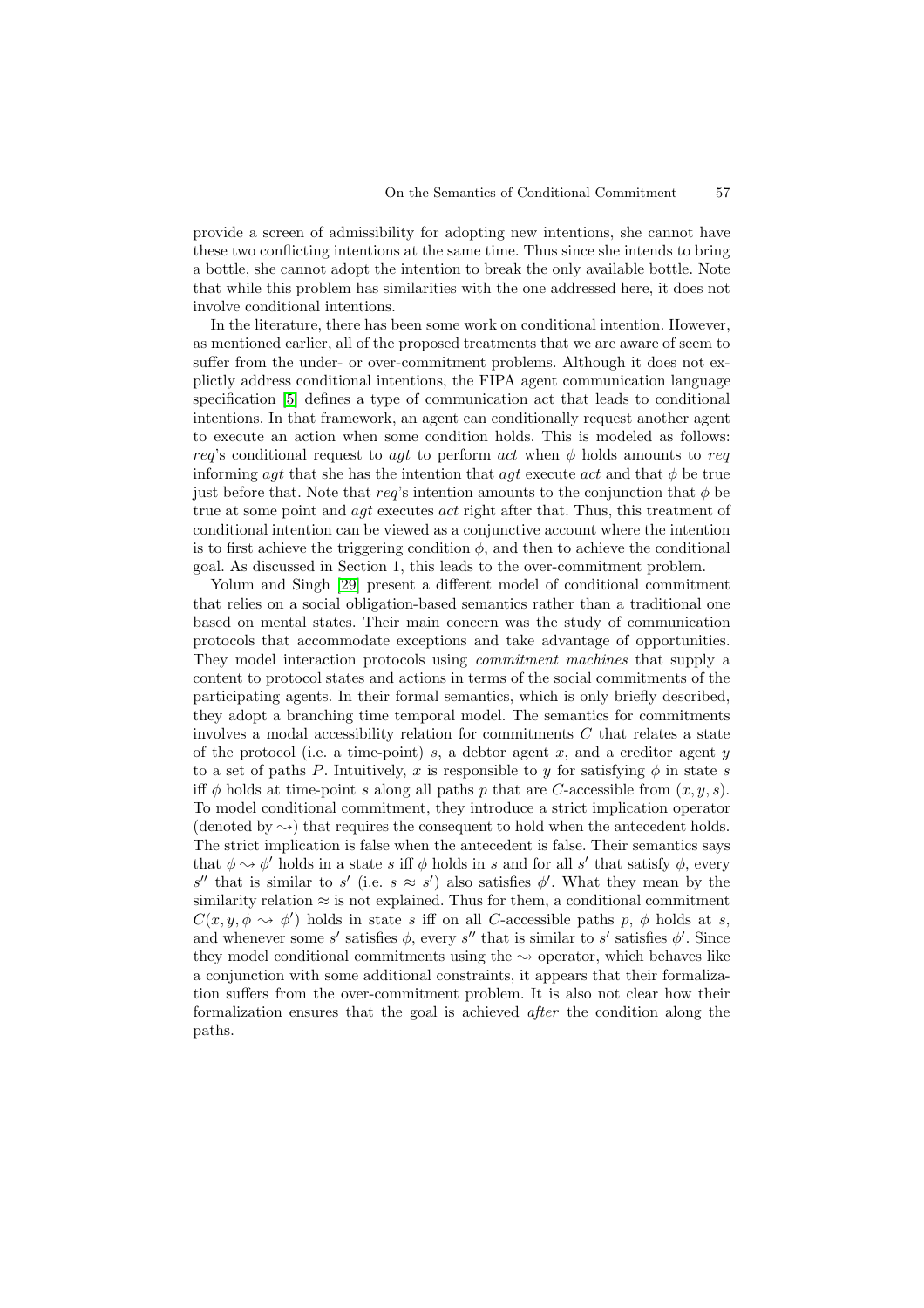provide a screen of admissibility for adopting new intentions, she cannot have these two conflicting intentions at the same time. Thus since she intends to bring a bottle, she cannot adopt the intention to break the only available bottle. Note that while this problem has similarities with the one addressed here, it does not involve conditional intentions.

In the literature, there has been some work on conditional intention. However, as mentioned earlier, all of the proposed treatments that we are aware of seem to suffer from the under- or over-commitment problems. Although it does not explictly address conditional intentions, the FIPA agent communication language specification [5] defines a type of communication act that leads to conditional intentions. In that framework, an agent can conditionally request another agent to execute an action when some condition holds. This is modeled as follows: *req*'s conditional request to *agt* to perform *act* when $\phi$ holds amounts to *req* informing *agt* that she has the intention that *agt* execute *act* and that $\phi$ be true just before that. Note that *req*'s intention amounts to the conjunction that $\phi$ be true at some point and *agt* executes *act* right after that. Thus, this treatment of conditional intention can be viewed as a conjunctive account where the intention is to first achieve the triggering condition $\phi$, and then to achieve the conditional goal. As discussed in Section 1, this leads to the over-commitment problem.

Yolum and Singh [29] present a different model of conditional commitment that relies on a social obligation-based semantics rather than a traditional one based on mental states. Their main concern was the study of communication protocols that accommodate exceptions and take advantage of opportunities. They model interaction protocols using *commitment machines* that supply a content to protocol states and actions in terms of the social commitments of the participating agents. In their formal semantics, which is only briefly described, they adopt a branching time temporal model. The semantics for commitments involves a modal accessibility relation for commitments $C$ that relates a state of the protocol (i.e. a time-point) $s$, a debtor agent $x$, and a creditor agent $y$ to a set of paths $P$. Intuitively, $x$ is responsible to $y$ for satisfying $\phi$ in state $s$ iff $\phi$ holds at time-point $s$ along all paths $p$ that are $C$-accessible from $(x, y, s)$. To model conditional commitment, they introduce a strict implication operator (denoted by $\rightsquigarrow$) that requires the consequent to hold when the antecedent holds. The strict implication is false when the antecedent is false. Their semantics says that $\phi \rightsquigarrow \phi'$ holds in a state $s$ iff $\phi$ holds in $s$ and for all $s'$ that satisfy $\phi$, every $s''$ that is similar to $s'$ (i.e. $s \approx s'$) also satisfies $\phi'$. What they mean by the similarity relation $\approx$ is not explained. Thus for them, a conditional commitment $C(x, y, \phi \rightsquigarrow \phi')$ holds in state $s$ iff on all $C$-accessible paths $p$, $\phi$ holds at $s$, and whenever some $s'$ satisfies $\phi$, every $s''$ that is similar to $s'$ satisfies $\phi'$. Since they model conditional commitments using the $\rightsquigarrow$ operator, which behaves like a conjunction with some additional constraints, it appears that their formalization suffers from the over-commitment problem. It is also not clear how their formalization ensures that the goal is achieved *after* the condition along the paths.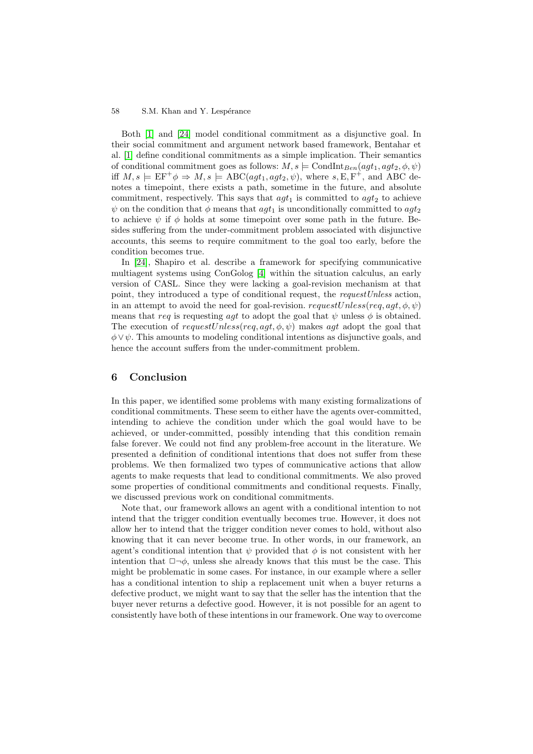Both [1] and [24] model conditional commitment as a disjunctive goal. In their social commitment and argument network based framework, Bentahar et al. [1] define conditional commitments as a simple implication. Their semantics of conditional commitment goes as follows: $M, s \models \text{CondInt}_{Ben}(agt_1, agt_2, \phi, \psi)$ iff $M, s \models \text{EF}^+\phi \Rightarrow M, s \models \text{ABC}(agt_1, agt_2, \psi)$, where $s, \text{E}, \text{F}^+$, and ABC denotes a timepoint, there exists a path, sometime in the future, and absolute commitment, respectively. This says that $agt_1$ is committed to $agt_2$ to achieve $\psi$ on the condition that $\phi$ means that $agt_1$ is unconditionally committed to $agt_2$ to achieve $\psi$ if $\phi$ holds at some timepoint over some path in the future. Besides suffering from the under-commitment problem associated with disjunctive accounts, this seems to require commitment to the goal too early, before the condition becomes true.

In [24], Shapiro et al. describe a framework for specifying communicative multiagent systems using ConGolog [4] within the situation calculus, an early version of CASL. Since they were lacking a goal-revision mechanism at that point, they introduced a type of conditional request, the *requestUnless* action, in an attempt to avoid the need for goal-revision. $requestUnless(req, agt, \phi, \psi)$ means that $req$ is requesting $agt$ to adopt the goal that $\psi$ unless $\phi$ is obtained. The execution of $requestUnless(req, agt, \phi, \psi)$ makes $agt$ adopt the goal that $\phi \vee \psi$. This amounts to modeling conditional intentions as disjunctive goals, and hence the account suffers from the under-commitment problem.

## 6 Conclusion

In this paper, we identified some problems with many existing formalizations of conditional commitments. These seem to either have the agents over-committed, intending to achieve the condition under which the goal would have to be achieved, or under-committed, possibly intending that this condition remain false forever. We could not find any problem-free account in the literature. We presented a definition of conditional intentions that does not suffer from these problems. We then formalized two types of communicative actions that allow agents to make requests that lead to conditional commitments. We also proved some properties of conditional commitments and conditional requests. Finally, we discussed previous work on conditional commitments.

Note that, our framework allows an agent with a conditional intention to not intend that the trigger condition eventually becomes true. However, it does not allow her to intend that the trigger condition never comes to hold, without also knowing that it can never become true. In other words, in our framework, an agent's conditional intention that $\psi$ provided that $\phi$ is not consistent with her intention that $\Box\neg\phi$, unless she already knows that this must be the case. This might be problematic in some cases. For instance, in our example where a seller has a conditional intention to ship a replacement unit when a buyer returns a defective product, we might want to say that the seller has the intention that the buyer never returns a defective good. However, it is not possible for an agent to consistently have both of these intentions in our framework. One way to overcome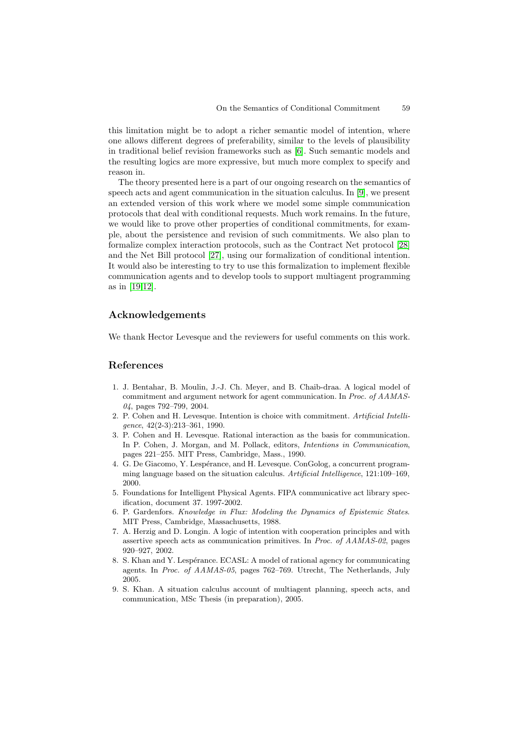this limitation might be to adopt a richer semantic model of intention, where one allows different degrees of preferability, similar to the levels of plausibility in traditional belief revision frameworks such as [6]. Such semantic models and the resulting logics are more expressive, but much more complex to specify and reason in.

The theory presented here is a part of our ongoing research on the semantics of speech acts and agent communication in the situation calculus. In [9], we present an extended version of this work where we model some simple communication protocols that deal with conditional requests. Much work remains. In the future, we would like to prove other properties of conditional commitments, for example, about the persistence and revision of such commitments. We also plan to formalize complex interaction protocols, such as the Contract Net protocol [28] and the Net Bill protocol [27], using our formalization of conditional intention. It would also be interesting to try to use this formalization to implement flexible communication agents and to develop tools to support multiagent programming as in [19,12].

## Acknowledgements

We thank Hector Levesque and the reviewers for useful comments on this work.

## References

1. J. Bentahar, B. Moulin, J.-J. Ch. Meyer, and B. Chaib-draa. A logical model of commitment and argument network for agent communication. In *Proc. of AAMAS-04*, pages 792–799, 2004.
2. P. Cohen and H. Levesque. Intention is choice with commitment. *Artificial Intelligence*, 42(2-3):213–361, 1990.
3. P. Cohen and H. Levesque. Rational interaction as the basis for communication. In P. Cohen, J. Morgan, and M. Pollack, editors, *Intentions in Communication*, pages 221–255. MIT Press, Cambridge, Mass., 1990.
4. G. De Giacomo, Y. Lespérance, and H. Levesque. ConGolog, a concurrent programming language based on the situation calculus. *Artificial Intelligence*, 121:109–169, 2000.
5. Foundations for Intelligent Physical Agents. FIPA communicative act library specification, document 37. 1997-2002.
6. P. Gardenfors. *Knowledge in Flux: Modeling the Dynamics of Epistemic States*. MIT Press, Cambridge, Massachusetts, 1988.
7. A. Herzig and D. Longin. A logic of intention with cooperation principles and with assertive speech acts as communication primitives. In *Proc. of AAMAS-02*, pages 920–927, 2002.
8. S. Khan and Y. Lespérance. ECASL: A model of rational agency for communicating agents. In *Proc. of AAMAS-05*, pages 762–769. Utrecht, The Netherlands, July 2005.
9. S. Khan. A situation calculus account of multiagent planning, speech acts, and communication, MSc Thesis (in preparation), 2005.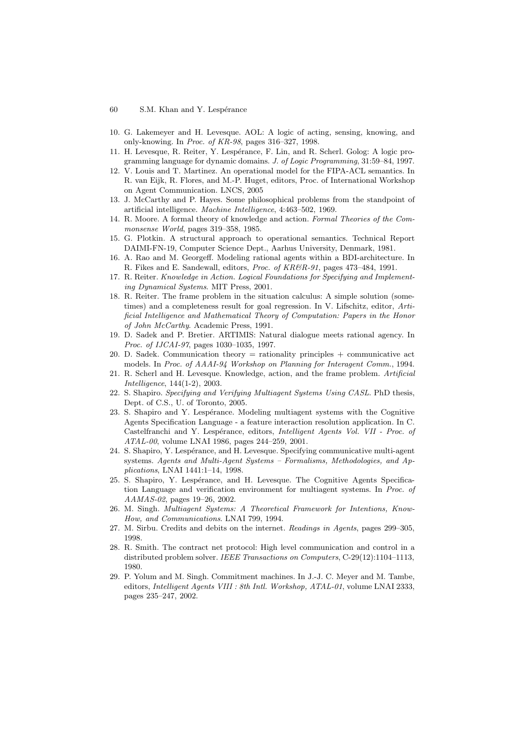10. G. Lakemeyer and H. Levesque. AOL: A logic of acting, sensing, knowing, and only-knowing. In *Proc. of KR-98*, pages 316–327, 1998.
11. H. Levesque, R. Reiter, Y. Lespérance, F. Lin, and R. Scherl. Golog: A logic programming language for dynamic domains. *J. of Logic Programming*, 31:59–84, 1997.
12. V. Louis and T. Martinez. An operational model for the FIPA-ACL semantics. In R. van Eijk, R. Flores, and M.-P. Huget, editors, Proc. of International Workshop on Agent Communication. LNCS, 2005
13. J. McCarthy and P. Hayes. Some philosophical problems from the standpoint of artificial intelligence. *Machine Intelligence*, 4:463–502, 1969.
14. R. Moore. A formal theory of knowledge and action. *Formal Theories of the Commonsense World*, pages 319–358, 1985.
15. G. Plotkin. A structural approach to operational semantics. Technical Report DAIMI-FN-19, Computer Science Dept., Aarhus University, Denmark, 1981.
16. A. Rao and M. Georgeff. Modeling rational agents within a BDI-architecture. In R. Fikes and E. Sandewall, editors, *Proc. of KR&R-91*, pages 473–484, 1991.
17. R. Reiter. *Knowledge in Action. Logical Foundations for Specifying and Implementing Dynamical Systems*. MIT Press, 2001.
18. R. Reiter. The frame problem in the situation calculus: A simple solution (sometimes) and a completeness result for goal regression. In V. Lifschitz, editor, *Artificial Intelligence and Mathematical Theory of Computation: Papers in the Honor of John McCarthy*. Academic Press, 1991.
19. D. Sadek and P. Bretier. ARTIMIS: Natural dialogue meets rational agency. In *Proc. of IJCAI-97*, pages 1030–1035, 1997.
20. D. Sadek. Communication theory = rationality principles + communicative act models. In *Proc. of AAAI-94 Workshop on Planning for Interagent Comm.*, 1994.
21. R. Scherl and H. Levesque. Knowledge, action, and the frame problem. *Artificial Intelligence*, 144(1-2), 2003.
22. S. Shapiro. *Specifying and Verifying Multiagent Systems Using CASL*. PhD thesis, Dept. of C.S., U. of Toronto, 2005.
23. S. Shapiro and Y. Lespérance. Modeling multiagent systems with the Cognitive Agents Specification Language - a feature interaction resolution application. In C. Castelfranchi and Y. Lespérance, editors, *Intelligent Agents Vol. VII - Proc. of ATAL-00*, volume LNAI 1986, pages 244–259, 2001.
24. S. Shapiro, Y. Lespérance, and H. Levesque. Specifying communicative multi-agent systems. *Agents and Multi-Agent Systems – Formalisms, Methodologies, and Applications*, LNAI 1441:1–14, 1998.
25. S. Shapiro, Y. Lespérance, and H. Levesque. The Cognitive Agents Specification Language and verification environment for multiagent systems. In *Proc. of AAMAS-02*, pages 19–26, 2002.
26. M. Singh. *Multiagent Systems: A Theoretical Framework for Intentions, Know-How, and Communications*. LNAI 799, 1994.
27. M. Sirbu. Credits and debits on the internet. *Readings in Agents*, pages 299–305, 1998.
28. R. Smith. The contract net protocol: High level communication and control in a distributed problem solver. *IEEE Transactions on Computers*, C-29(12):1104–1113, 1980.
29. P. Yolum and M. Singh. Commitment machines. In J.-J. C. Meyer and M. Tambe, editors, *Intelligent Agents VIII : 8th Intl. Workshop, ATAL-01*, volume LNAI 2333, pages 235–247, 2002.